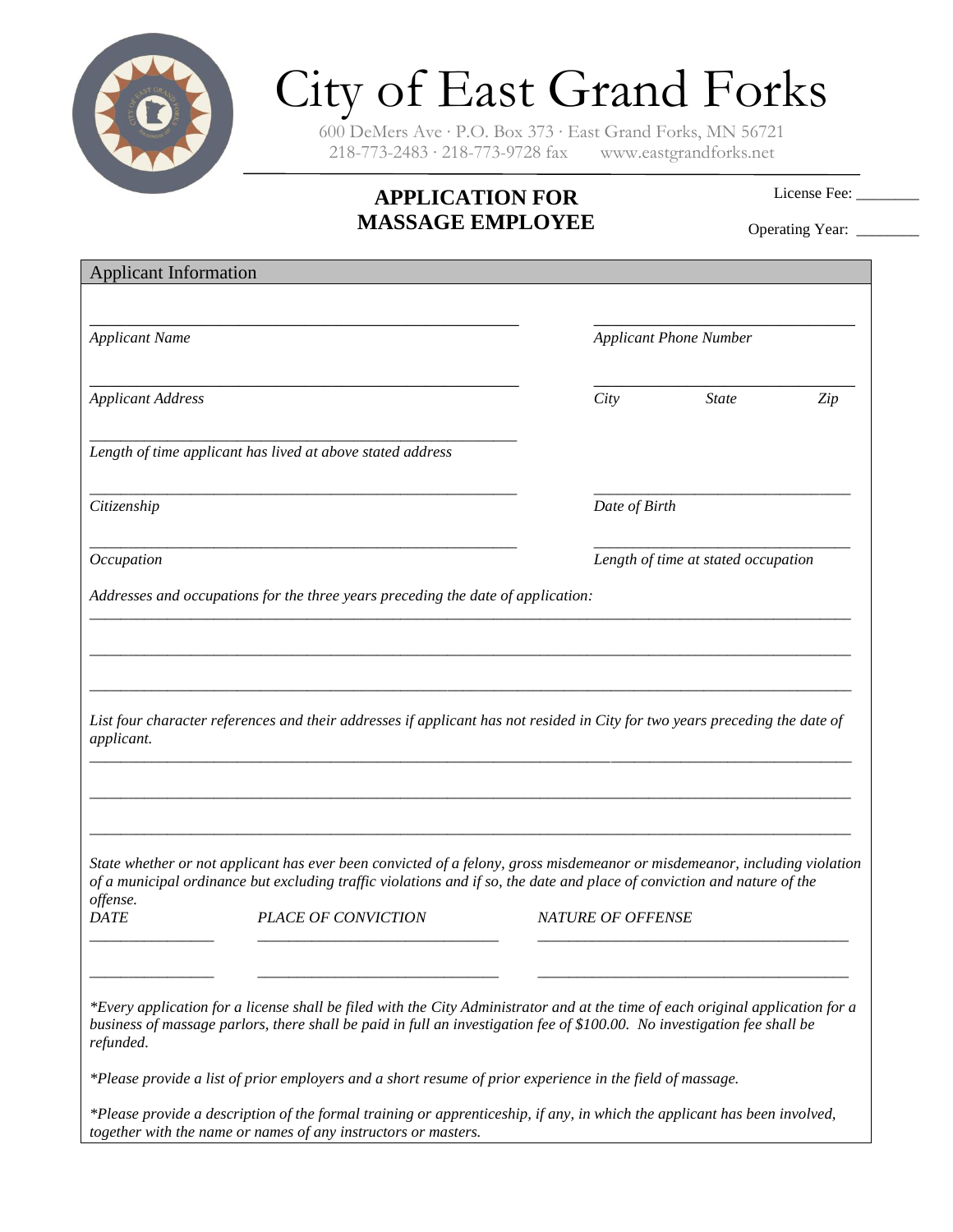# City of East Grand Forks

600 DeMers Ave · P.O. Box 373 · East Grand Forks, MN 56721
218-773-2483 · 218-773-9728 fax www.eastgrandforks.net

## APPLICATION FOR MASSAGE EMPLOYEE

License Fee: ________

Operating Year: ________

### Applicant Information

______________________________ ______________________________
*Applicant Name* *Applicant Phone Number*

______________________________ ______________________________
*Applicant Address* *City State Zip*

______________________________
*Length of time applicant has lived at above stated address*

______________________________ ______________________________
*Citizenship* *Date of Birth*

______________________________ ______________________________
*Occupation* *Length of time at stated occupation*

*Addresses and occupations for the three years preceding the date of application:*

______________________________________________________________________

______________________________________________________________________

______________________________________________________________________

*List four character references and their addresses if applicant has not resided in City for two years preceding the date of applicant.*

______________________________________________________________________

______________________________________________________________________

______________________________________________________________________

*State whether or not applicant has ever been convicted of a felony, gross misdemeanor or misdemeanor, including violation of a municipal ordinance but excluding traffic violations and if so, the date and place of conviction and nature of the offense.*

| *DATE* | *PLACE OF CONVICTION* | *NATURE OF OFFENSE* |
|---|---|---|
| ________ | ________________ | ______________________ |
| ________ | ________________ | ______________________ |

*\*Every application for a license shall be filed with the City Administrator and at the time of each original application for a business of massage parlors, there shall be paid in full an investigation fee of $100.00. No investigation fee shall be refunded.*

*\*Please provide a list of prior employers and a short resume of prior experience in the field of massage.*

*\*Please provide a description of the formal training or apprenticeship, if any, in which the applicant has been involved, together with the name or names of any instructors or masters.*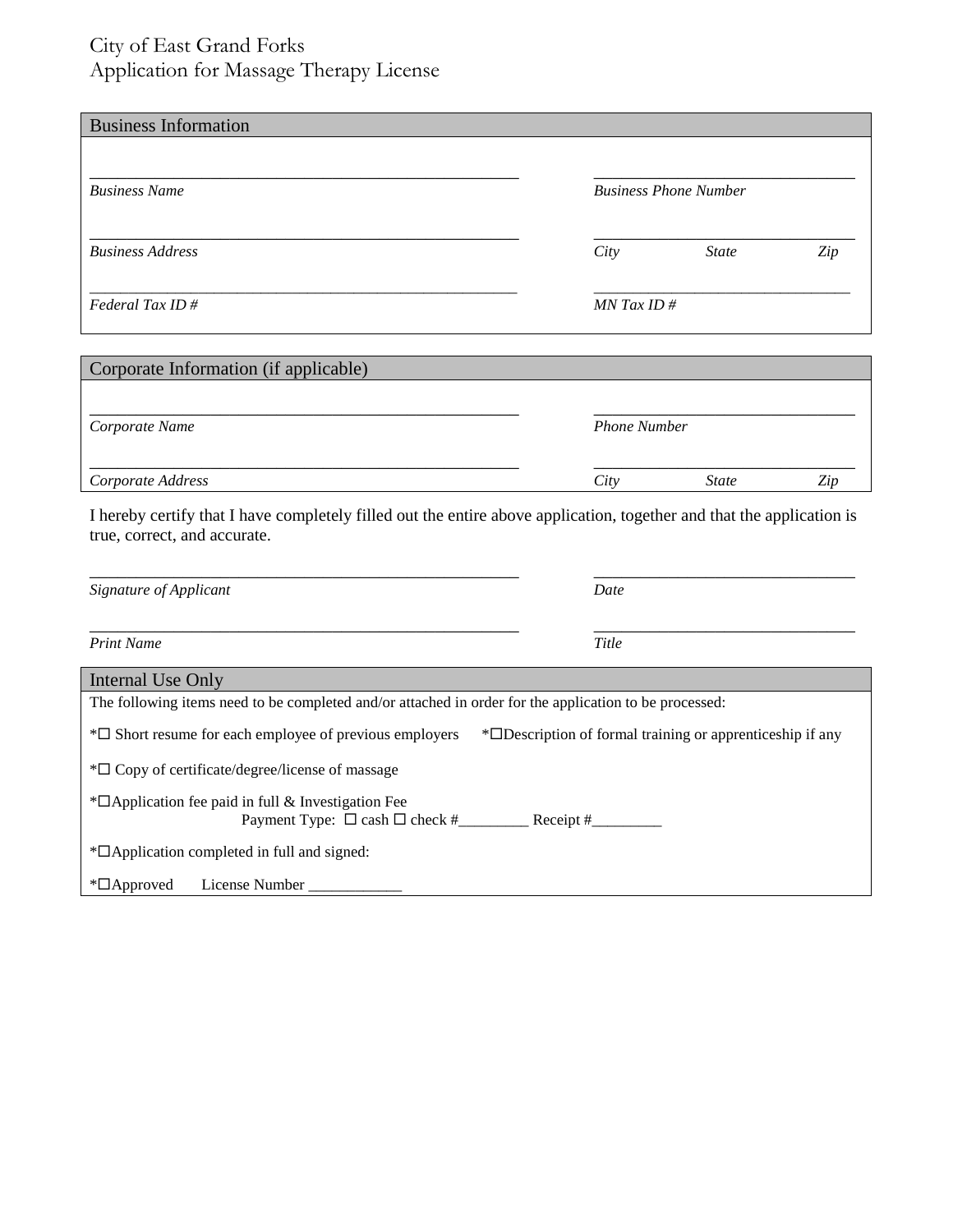# City of East Grand Forks
## Application for Massage Therapy License

### Business Information

_________________________________ _________________________
*Business Name* *Business Phone Number*

_________________________________ _________________________
*Business Address* *City* *State* *Zip*

_________________________________ _________________________
*Federal Tax ID #* *MN Tax ID #*

### Corporate Information (if applicable)

_________________________________ _________________________
*Corporate Name* *Phone Number*

_________________________________ _________________________
*Corporate Address* *City* *State* *Zip*

I hereby certify that I have completely filled out the entire above application, together and that the application is true, correct, and accurate.

_________________________________ _________________________
*Signature of Applicant* *Date*

_________________________________ _________________________
*Print Name* *Title*

### Internal Use Only

The following items need to be completed and/or attached in order for the application to be processed:

*☐ Short resume for each employee of previous employers *☐Description of formal training or apprenticeship if any

*☐ Copy of certificate/degree/license of massage

*☐Application fee paid in full & Investigation Fee
Payment Type: ☐ cash ☐ check #_________ Receipt #_________

*☐Application completed in full and signed:

*☐Approved License Number ____________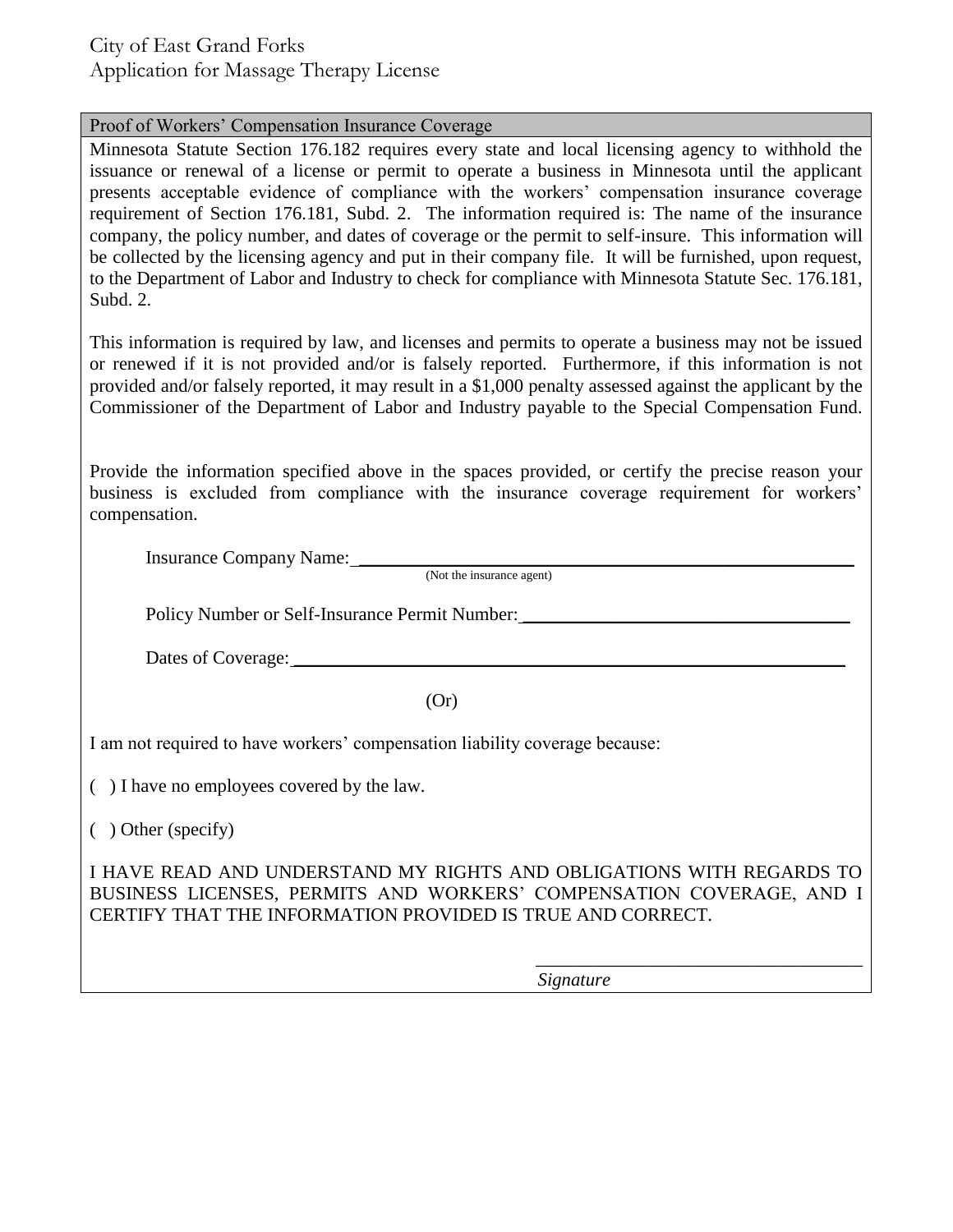City of East Grand Forks
Application for Massage Therapy License

## Proof of Workers' Compensation Insurance Coverage

Minnesota Statute Section 176.182 requires every state and local licensing agency to withhold the issuance or renewal of a license or permit to operate a business in Minnesota until the applicant presents acceptable evidence of compliance with the workers' compensation insurance coverage requirement of Section 176.181, Subd. 2. The information required is: The name of the insurance company, the policy number, and dates of coverage or the permit to self-insure. This information will be collected by the licensing agency and put in their company file. It will be furnished, upon request, to the Department of Labor and Industry to check for compliance with Minnesota Statute Sec. 176.181, Subd. 2.

This information is required by law, and licenses and permits to operate a business may not be issued or renewed if it is not provided and/or is falsely reported. Furthermore, if this information is not provided and/or falsely reported, it may result in a $1,000 penalty assessed against the applicant by the Commissioner of the Department of Labor and Industry payable to the Special Compensation Fund.

Provide the information specified above in the spaces provided, or certify the precise reason your business is excluded from compliance with the insurance coverage requirement for workers' compensation.

Insurance Company Name: ______________________________________________________
(Not the insurance agent)

Policy Number or Self-Insurance Permit Number: ________________________________

Dates of Coverage: _____________________________________________________________

(Or)

I am not required to have workers' compensation liability coverage because:

( ) I have no employees covered by the law.

( ) Other (specify)

I HAVE READ AND UNDERSTAND MY RIGHTS AND OBLIGATIONS WITH REGARDS TO BUSINESS LICENSES, PERMITS AND WORKERS' COMPENSATION COVERAGE, AND I CERTIFY THAT THE INFORMATION PROVIDED IS TRUE AND CORRECT.

____________________________________
*Signature*